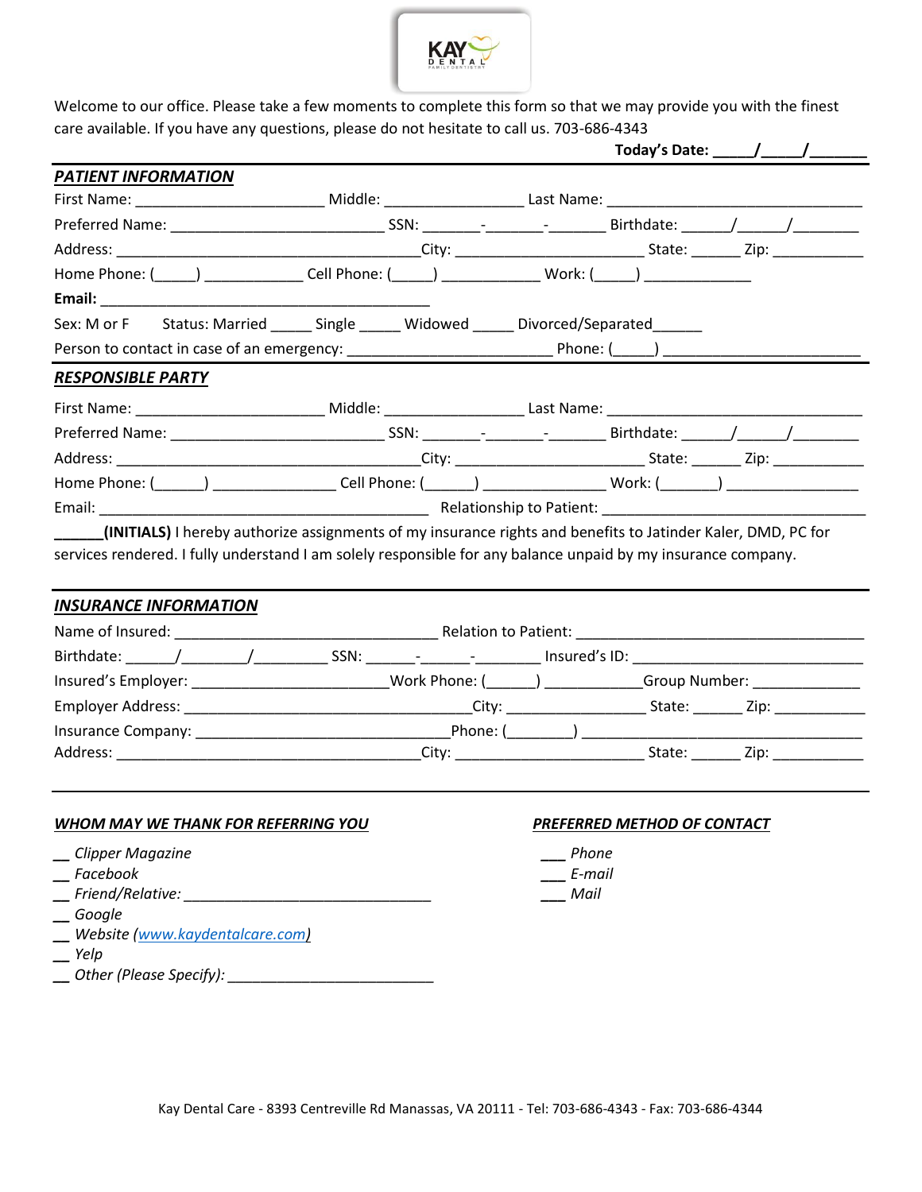Welcome to our office. Please take a few moments to complete this form so that we may provide you with the finest care available. If you have any questions, please do not hesitate to call us. 703-686-4343

**Today's Date: _____/_____/_______**

## *PATIENT INFORMATION*

First Name: _______________________ Middle: _________________ Last Name: _______________________________

Preferred Name: __________________________ SSN: _______-_______-_______ Birthdate: ______/______/________

Address: _______________________________________City: ________________________ State: ______ Zip: ___________

Home Phone: (_____) ____________ Cell Phone: (_____) ____________ Work: (_____) _____________

**Email:** __________________________________________

Sex: M or F Status: Married _____ Single _____ Widowed _____ Divorced/Separated______

Person to contact in case of an emergency: __________________________ Phone: (_____) _________________________

## *RESPONSIBLE PARTY*

First Name: _______________________ Middle: _________________ Last Name: _______________________________

Preferred Name: __________________________ SSN: _______-_______-_______ Birthdate: ______/______/________

Address: _______________________________________City: ________________________ State: ______ Zip: ___________

Home Phone: (______) _______________ Cell Phone: (______) _______________ Work: (_______) ________________

Email: __________________________________________ Relationship to Patient: ________________________________

**______(INITIALS)** I hereby authorize assignments of my insurance rights and benefits to Jatinder Kaler, DMD, PC for services rendered. I fully understand I am solely responsible for any balance unpaid by my insurance company.

## *INSURANCE INFORMATION*

Name of Insured: _________________________________ Relation to Patient: ___________________________________

Birthdate: ______/________/_________ SSN: ______-______-________ Insured's ID: ___________________________

Insured's Employer: ________________________Work Phone: (______) ___________Group Number: _____________

Employer Address: ____________________________________City: _________________ State: ______ Zip: ___________

Insurance Company: _________________________________Phone: (________) __________________________________

Address: _______________________________________City: ________________________ State: ______ Zip: ___________

## *WHOM MAY WE THANK FOR REFERRING YOU*

__ *Clipper Magazine*
__ *Facebook*
__ *Friend/Relative:* _______________________________
__ *Google*
__ *Website (www.kaydentalcare.com)*
__ *Yelp*
__ *Other (Please Specify):* __________________________

## *PREFERRED METHOD OF CONTACT*

___ *Phone*
___ *E-mail*
___ *Mail*

Kay Dental Care - 8393 Centreville Rd Manassas, VA 20111 - Tel: 703-686-4343 - Fax: 703-686-4344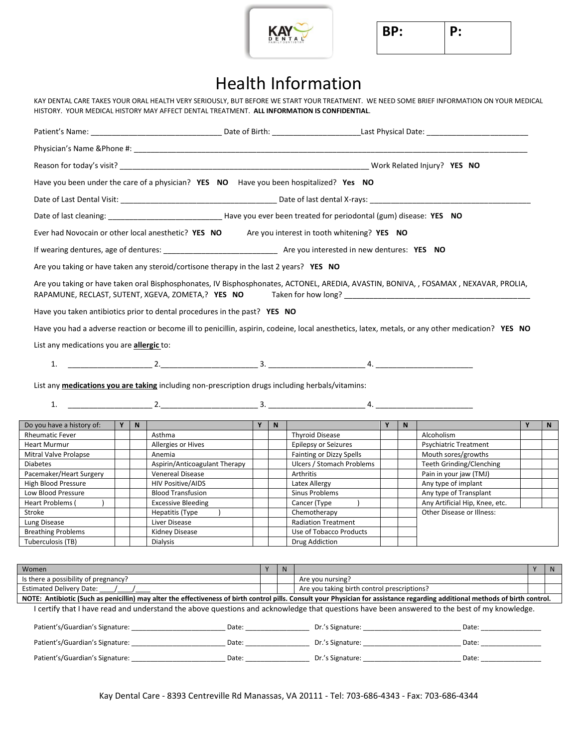KAY DENTAL FAMILY DENTISTRY

| BP: | P: |
|---|---|

# Health Information

KAY DENTAL CARE TAKES YOUR ORAL HEALTH VERY SERIOUSLY, BUT BEFORE WE START YOUR TREATMENT. WE NEED SOME BRIEF INFORMATION ON YOUR MEDICAL HISTORY. YOUR MEDICAL HISTORY MAY AFFECT DENTAL TREATMENT. **ALL INFORMATION IS CONFIDENTIAL**.

Patient's Name: ______________________________ Date of Birth: ____________________Last Physical Date: ________________________

Physician's Name &Phone #: ____________________________________________________________________________________________

Reason for today's visit? __________________________________________________________ Work Related Injury? **YES NO**

Have you been under the care of a physician? **YES NO** Have you been hospitalized? **Yes NO**

Date of Last Dental Visit: ____________________________________ Date of last dental X-rays: ______________________________________

Date of last cleaning: __________________________ Have you ever been treated for periodontal (gum) disease: **YES NO**

Ever had Novocain or other local anesthetic? **YES NO** Are you interest in tooth whitening? **YES NO**

If wearing dentures, age of dentures: __________________________ Are you interested in new dentures: **YES NO**

Are you taking or have taken any steroid/cortisone therapy in the last 2 years? **YES NO**

Are you taking or have taken oral Bisphosphonates, IV Bisphosphonates, ACTONEL, AREDIA, AVASTIN, BONIVA, , FOSAMAX , NEXAVAR, PROLIA, RAPAMUNE, RECLAST, SUTENT, XGEVA, ZOMETA,? **YES NO** Taken for how long? ___________________________________________

Have you taken antibiotics prior to dental procedures in the past? **YES NO**

Have you had a adverse reaction or become ill to penicillin, aspirin, codeine, local anesthetics, latex, metals, or any other medication? **YES NO**

List any medications you are **allergic** to:

1. ___________________ 2.______________________ 3. ______________________ 4. ______________________

List any **medications you are taking** including non-prescription drugs including herbals/vitamins:

1. ___________________ 2.______________________ 3. ______________________ 4. ______________________

| Do you have a history of: | Y | N | | Y | N | | Y | N | | Y | N |
|---|---|---|---|---|---|---|---|---|---|---|---|
| Rheumatic Fever | | | Asthma | | | Thyroid Disease | | | Alcoholism | | |
| Heart Murmur | | | Allergies or Hives | | | Epilepsy or Seizures | | | Psychiatric Treatment | | |
| Mitral Valve Prolapse | | | Anemia | | | Fainting or Dizzy Spells | | | Mouth sores/growths | | |
| Diabetes | | | Aspirin/Anticoagulant Therapy | | | Ulcers / Stomach Problems | | | Teeth Grinding/Clenching | | |
| Pacemaker/Heart Surgery | | | Venereal Disease | | | Arthritis | | | Pain in your jaw (TMJ) | | |
| High Blood Pressure | | | HIV Positive/AIDS | | | Latex Allergy | | | Any type of implant | | |
| Low Blood Pressure | | | Blood Transfusion | | | Sinus Problems | | | Any type of Transplant | | |
| Heart Problems (       ) | | | Excessive Bleeding | | | Cancer (Type       ) | | | Any Artificial Hip, Knee, etc. | | |
| Stroke | | | Hepatitis (Type       ) | | | Chemotherapy | | | Other Disease or Illness: | | |
| Lung Disease | | | Liver Disease | | | Radiation Treatment | | | | | |
| Breathing Problems | | | Kidney Disease | | | Use of Tobacco Products | | | | | |
| Tuberculosis (TB) | | | Dialysis | | | Drug Addiction | | | | | |

| Women | Y | N | | Y | N |
|---|---|---|---|---|---|
| Is there a possibility of pregnancy? | | | Are you nursing? | | |
| Estimated Delivery Date: ____/____/____ | | | Are you taking birth control prescriptions? | | |

**NOTE: Antibiotic (Such as penicillin) may alter the effectiveness of birth control pills. Consult your Physician for assistance regarding additional methods of birth control.**

I certify that I have read and understand the above questions and acknowledge that questions have been answered to the best of my knowledge.

Patient's/Guardian's Signature: ________________________ Date: ________________ Dr.'s Signature: _________________________ Date: ________________

Patient's/Guardian's Signature: ________________________ Date: ________________ Dr.'s Signature: _________________________ Date: ________________

Patient's/Guardian's Signature: ________________________ Date: ________________ Dr.'s Signature: _________________________ Date: ________________

Kay Dental Care - 8393 Centreville Rd Manassas, VA 20111 - Tel: 703-686-4343 - Fax: 703-686-4344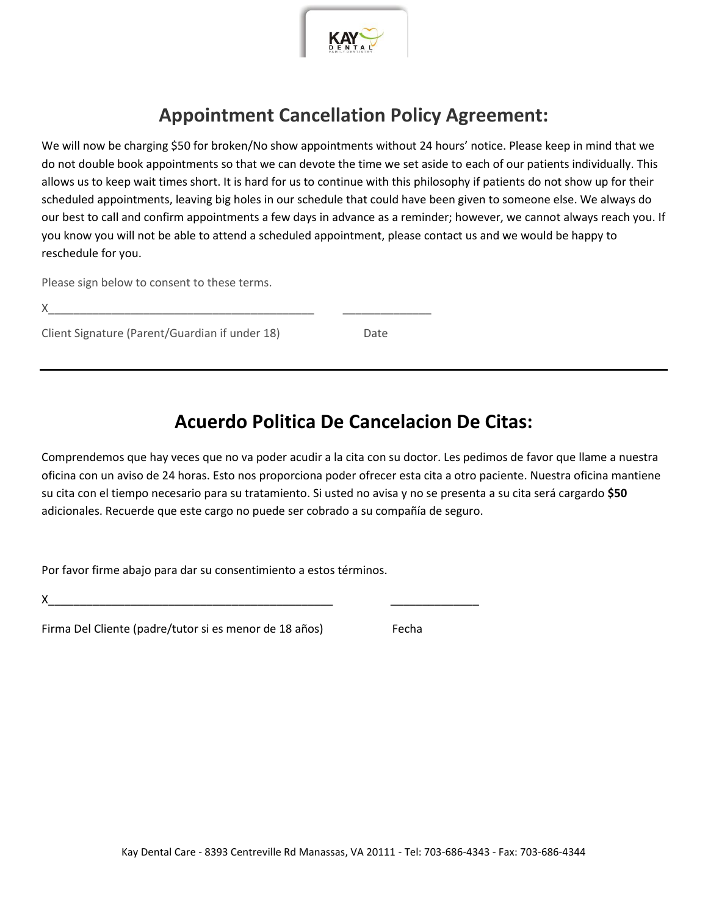# Appointment Cancellation Policy Agreement:

We will now be charging $50 for broken/No show appointments without 24 hours' notice. Please keep in mind that we do not double book appointments so that we can devote the time we set aside to each of our patients individually. This allows us to keep wait times short. It is hard for us to continue with this philosophy if patients do not show up for their scheduled appointments, leaving big holes in our schedule that could have been given to someone else. We always do our best to call and confirm appointments a few days in advance as a reminder; however, we cannot always reach you. If you know you will not be able to attend a scheduled appointment, please contact us and we would be happy to reschedule for you.

Please sign below to consent to these terms.

X___________________________________________ ______________

Client Signature (Parent/Guardian if under 18) Date

---

# Acuerdo Politica De Cancelacion De Citas:

Comprendemos que hay veces que no va poder acudir a la cita con su doctor. Les pedimos de favor que llame a nuestra oficina con un aviso de 24 horas. Esto nos proporciona poder ofrecer esta cita a otro paciente. Nuestra oficina mantiene su cita con el tiempo necesario para su tratamiento. Si usted no avisa y no se presenta a su cita será cargardo **$50** adicionales. Recuerde que este cargo no puede ser cobrado a su compañía de seguro.

Por favor firme abajo para dar su consentimiento a estos términos.

X______________________________________________ ______________

Firma Del Cliente (padre/tutor si es menor de 18 años) Fecha

Kay Dental Care - 8393 Centreville Rd Manassas, VA 20111 - Tel: 703-686-4343 - Fax: 703-686-4344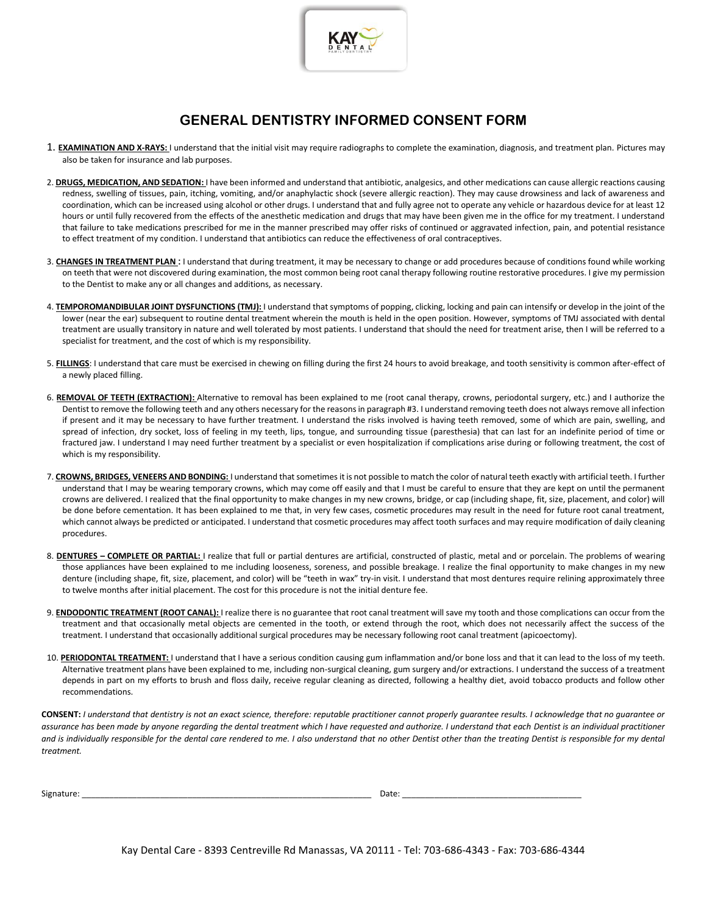# GENERAL DENTISTRY INFORMED CONSENT FORM

1. **EXAMINATION AND X-RAYS:** I understand that the initial visit may require radiographs to complete the examination, diagnosis, and treatment plan. Pictures may also be taken for insurance and lab purposes.

2. **DRUGS, MEDICATION, AND SEDATION:** I have been informed and understand that antibiotic, analgesics, and other medications can cause allergic reactions causing redness, swelling of tissues, pain, itching, vomiting, and/or anaphylactic shock (severe allergic reaction). They may cause drowsiness and lack of awareness and coordination, which can be increased using alcohol or other drugs. I understand that and fully agree not to operate any vehicle or hazardous device for at least 12 hours or until fully recovered from the effects of the anesthetic medication and drugs that may have been given me in the office for my treatment. I understand that failure to take medications prescribed for me in the manner prescribed may offer risks of continued or aggravated infection, pain, and potential resistance to effect treatment of my condition. I understand that antibiotics can reduce the effectiveness of oral contraceptives.

3. **CHANGES IN TREATMENT PLAN :** I understand that during treatment, it may be necessary to change or add procedures because of conditions found while working on teeth that were not discovered during examination, the most common being root canal therapy following routine restorative procedures. I give my permission to the Dentist to make any or all changes and additions, as necessary.

4. **TEMPOROMANDIBULAR JOINT DYSFUNCTIONS (TMJ):** I understand that symptoms of popping, clicking, locking and pain can intensify or develop in the joint of the lower (near the ear) subsequent to routine dental treatment wherein the mouth is held in the open position. However, symptoms of TMJ associated with dental treatment are usually transitory in nature and well tolerated by most patients. I understand that should the need for treatment arise, then I will be referred to a specialist for treatment, and the cost of which is my responsibility.

5. **FILLINGS**: I understand that care must be exercised in chewing on filling during the first 24 hours to avoid breakage, and tooth sensitivity is common after-effect of a newly placed filling.

6. **REMOVAL OF TEETH (EXTRACTION):** Alternative to removal has been explained to me (root canal therapy, crowns, periodontal surgery, etc.) and I authorize the Dentist to remove the following teeth and any others necessary for the reasons in paragraph #3. I understand removing teeth does not always remove all infection if present and it may be necessary to have further treatment. I understand the risks involved is having teeth removed, some of which are pain, swelling, and spread of infection, dry socket, loss of feeling in my teeth, lips, tongue, and surrounding tissue (paresthesia) that can last for an indefinite period of time or fractured jaw. I understand I may need further treatment by a specialist or even hospitalization if complications arise during or following treatment, the cost of which is my responsibility.

7. **CROWNS, BRIDGES, VENEERS AND BONDING:** I understand that sometimes it is not possible to match the color of natural teeth exactly with artificial teeth. I further understand that I may be wearing temporary crowns, which may come off easily and that I must be careful to ensure that they are kept on until the permanent crowns are delivered. I realized that the final opportunity to make changes in my new crowns, bridge, or cap (including shape, fit, size, placement, and color) will be done before cementation. It has been explained to me that, in very few cases, cosmetic procedures may result in the need for future root canal treatment, which cannot always be predicted or anticipated. I understand that cosmetic procedures may affect tooth surfaces and may require modification of daily cleaning procedures.

8. **DENTURES – COMPLETE OR PARTIAL:** I realize that full or partial dentures are artificial, constructed of plastic, metal and or porcelain. The problems of wearing those appliances have been explained to me including looseness, soreness, and possible breakage. I realize the final opportunity to make changes in my new denture (including shape, fit, size, placement, and color) will be "teeth in wax" try-in visit. I understand that most dentures require relining approximately three to twelve months after initial placement. The cost for this procedure is not the initial denture fee.

9. **ENDODONTIC TREATMENT (ROOT CANAL):** I realize there is no guarantee that root canal treatment will save my tooth and those complications can occur from the treatment and that occasionally metal objects are cemented in the tooth, or extend through the root, which does not necessarily affect the success of the treatment. I understand that occasionally additional surgical procedures may be necessary following root canal treatment (apicoectomy).

10. **PERIODONTAL TREATMENT:** I understand that I have a serious condition causing gum inflammation and/or bone loss and that it can lead to the loss of my teeth. Alternative treatment plans have been explained to me, including non-surgical cleaning, gum surgery and/or extractions. I understand the success of a treatment depends in part on my efforts to brush and floss daily, receive regular cleaning as directed, following a healthy diet, avoid tobacco products and follow other recommendations.

**CONSENT:** *I understand that dentistry is not an exact science, therefore: reputable practitioner cannot properly guarantee results. I acknowledge that no guarantee or assurance has been made by anyone regarding the dental treatment which I have requested and authorize. I understand that each Dentist is an individual practitioner and is individually responsible for the dental care rendered to me. I also understand that no other Dentist other than the treating Dentist is responsible for my dental treatment.*

Signature: ______________________________ Date: ______________________________

Kay Dental Care - 8393 Centreville Rd Manassas, VA 20111 - Tel: 703-686-4343 - Fax: 703-686-4344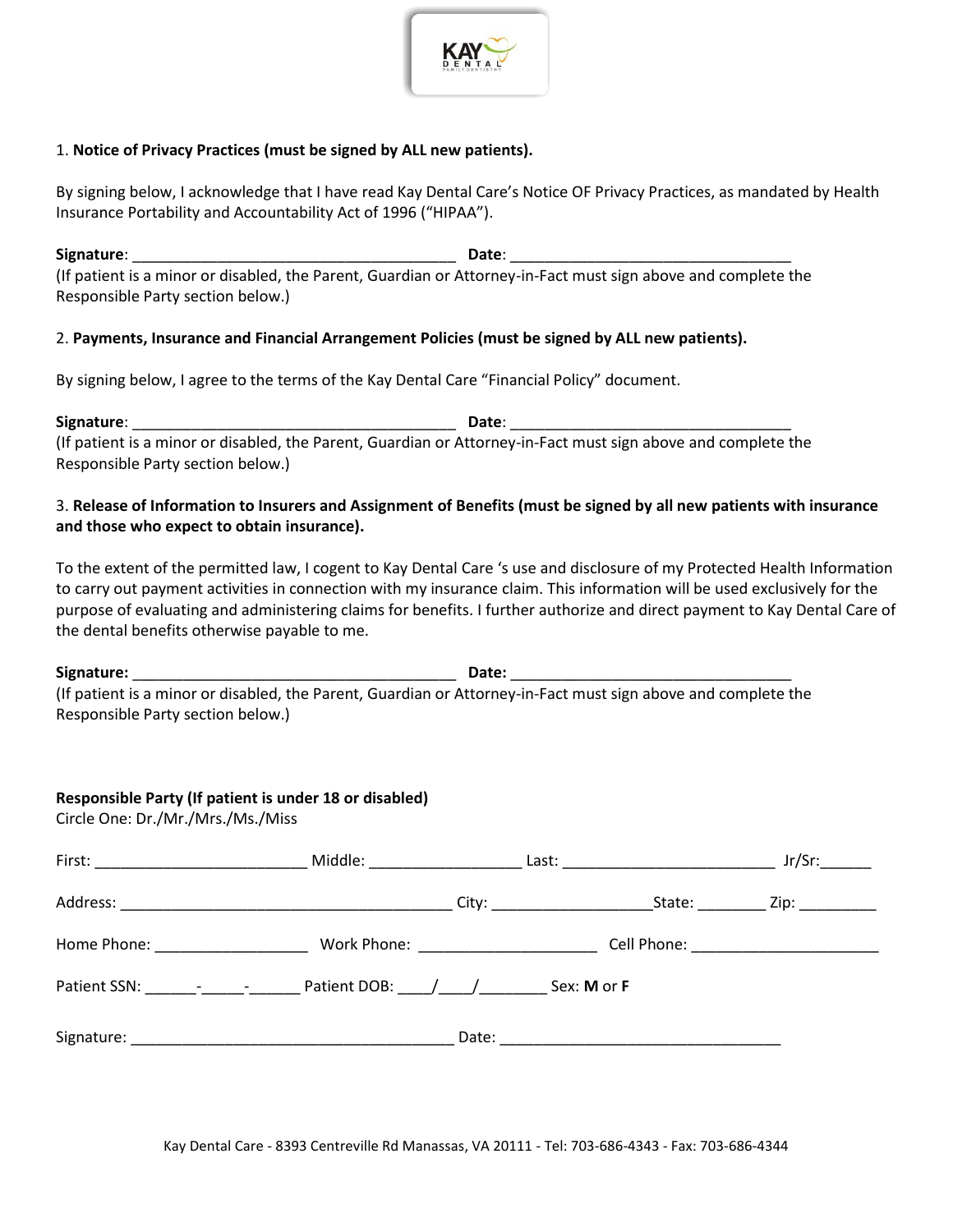1. **Notice of Privacy Practices (must be signed by ALL new patients).**

By signing below, I acknowledge that I have read Kay Dental Care's Notice OF Privacy Practices, as mandated by Health Insurance Portability and Accountability Act of 1996 ("HIPAA").

**Signature**: ______________________________________ **Date**: ________________________________
(If patient is a minor or disabled, the Parent, Guardian or Attorney-in-Fact must sign above and complete the Responsible Party section below.)

2. **Payments, Insurance and Financial Arrangement Policies (must be signed by ALL new patients).**

By signing below, I agree to the terms of the Kay Dental Care "Financial Policy" document.

**Signature**: ______________________________________ **Date**: ________________________________
(If patient is a minor or disabled, the Parent, Guardian or Attorney-in-Fact must sign above and complete the Responsible Party section below.)

3. **Release of Information to Insurers and Assignment of Benefits (must be signed by all new patients with insurance and those who expect to obtain insurance).**

To the extent of the permitted law, I cogent to Kay Dental Care 's use and disclosure of my Protected Health Information to carry out payment activities in connection with my insurance claim. This information will be used exclusively for the purpose of evaluating and administering claims for benefits. I further authorize and direct payment to Kay Dental Care of the dental benefits otherwise payable to me.

**Signature:** ______________________________________ **Date:** ________________________________
(If patient is a minor or disabled, the Parent, Guardian or Attorney-in-Fact must sign above and complete the Responsible Party section below.)

**Responsible Party (If patient is under 18 or disabled)**
Circle One: Dr./Mr./Mrs./Ms./Miss

First: ________________________ Middle: _________________ Last: ________________________ Jr/Sr:______

Address: ______________________________________ City: __________________State: ________ Zip: _________

Home Phone: _________________ Work Phone: ____________________ Cell Phone: _____________________

Patient SSN: ______-_____-______ Patient DOB: ____/____/________ Sex: **M** or **F**

Signature: ______________________________________ Date: ________________________________

Kay Dental Care - 8393 Centreville Rd Manassas, VA 20111 - Tel: 703-686-4343 - Fax: 703-686-4344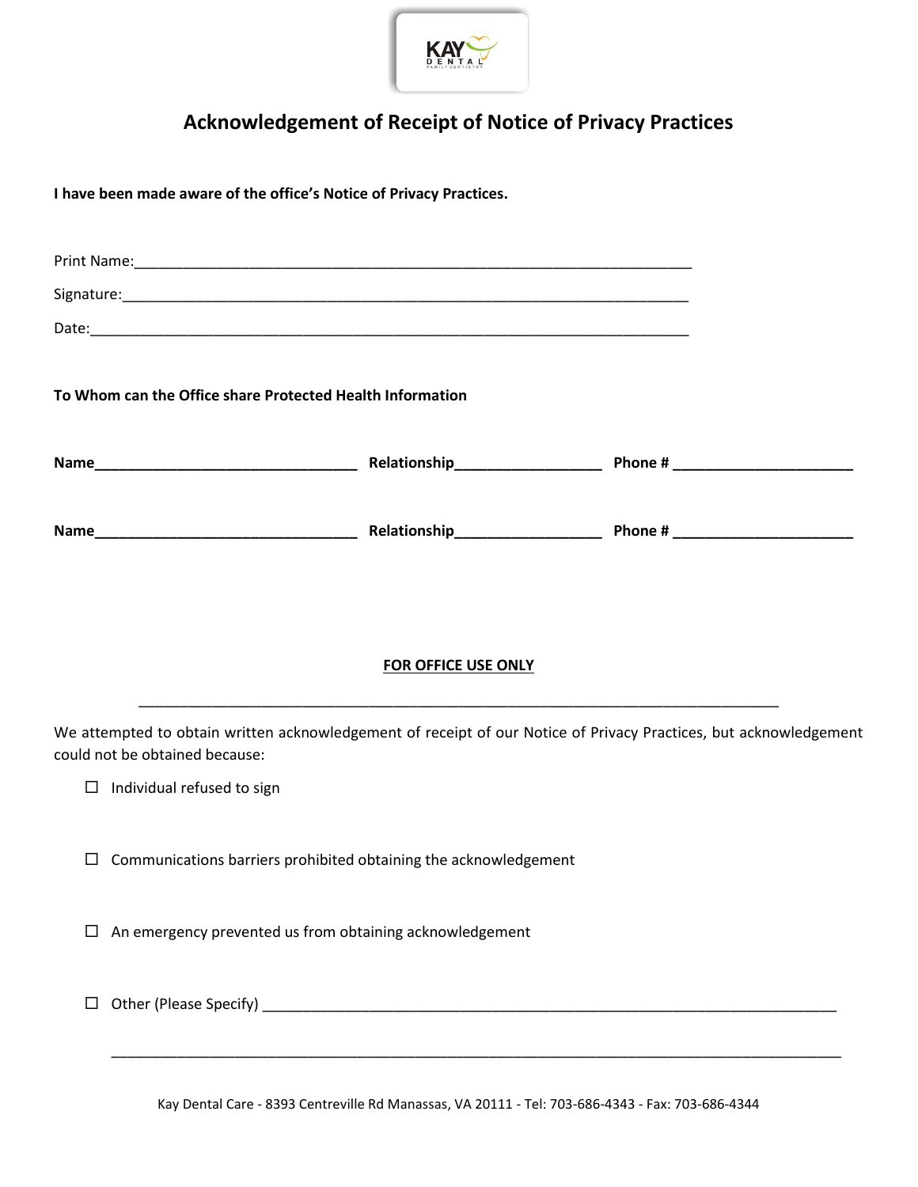# Acknowledgement of Receipt of Notice of Privacy Practices

**I have been made aware of the office's Notice of Privacy Practices.**

Print Name:_______________________________________________________________________

Signature:________________________________________________________________________

Date:____________________________________________________________________________

**To Whom can the Office share Protected Health Information**

**Name_______________________________ Relationship_________________ Phone # _____________________**

**Name_______________________________ Relationship_________________ Phone # _____________________**

**FOR OFFICE USE ONLY**

We attempted to obtain written acknowledgement of receipt of our Notice of Privacy Practices, but acknowledgement could not be obtained because:

- ☐ Individual refused to sign
- ☐ Communications barriers prohibited obtaining the acknowledgement
- ☐ An emergency prevented us from obtaining acknowledgement
- ☐ Other (Please Specify) ___________________________________________________________________

_____________________________________________________________________________________

Kay Dental Care - 8393 Centreville Rd Manassas, VA 20111 - Tel: 703-686-4343 - Fax: 703-686-4344